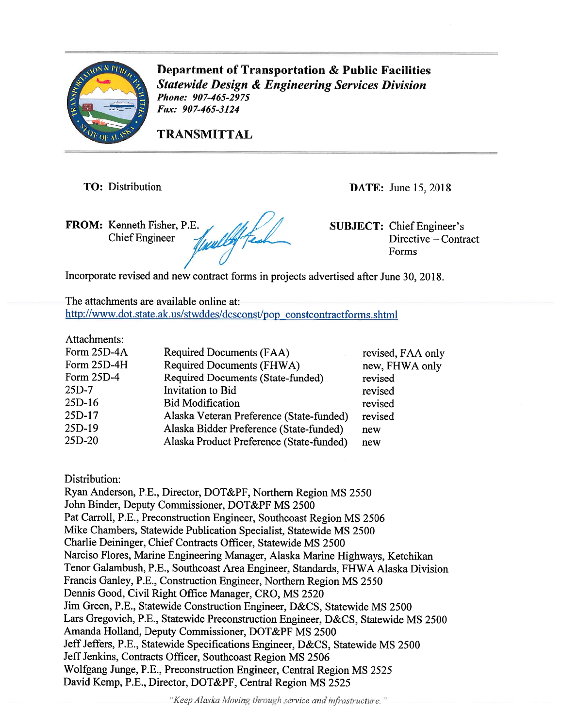# Department of Transportation & Public Facilities

***Statewide Design & Engineering Services Division***

***Phone: 907-465-2975***

***Fax: 907-465-3124***

## TRANSMITTAL

**TO:** Distribution

**DATE:** June 15, 2018

**FROM:** Kenneth Fisher, P.E.
Chief Engineer

**SUBJECT:** Chief Engineer's Directive – Contract Forms

Incorporate revised and new contract forms in projects advertised after June 30, 2018.

The attachments are available online at:
http://www.dot.state.ak.us/stwddes/dcsconst/pop_constcontractforms.shtml

Attachments:

| | | |
|---|---|---|
| Form 25D-4A | Required Documents (FAA) | revised, FAA only |
| Form 25D-4H | Required Documents (FHWA) | new, FHWA only |
| Form 25D-4 | Required Documents (State-funded) | revised |
| 25D-7 | Invitation to Bid | revised |
| 25D-16 | Bid Modification | revised |
| 25D-17 | Alaska Veteran Preference (State-funded) | revised |
| 25D-19 | Alaska Bidder Preference (State-funded) | new |
| 25D-20 | Alaska Product Preference (State-funded) | new |

Distribution:

Ryan Anderson, P.E., Director, DOT&PF, Northern Region MS 2550
John Binder, Deputy Commissioner, DOT&PF MS 2500
Pat Carroll, P.E., Preconstruction Engineer, Southcoast Region MS 2506
Mike Chambers, Statewide Publication Specialist, Statewide MS 2500
Charlie Deininger, Chief Contracts Officer, Statewide MS 2500
Narciso Flores, Marine Engineering Manager, Alaska Marine Highways, Ketchikan
Tenor Galambush, P.E., Southcoast Area Engineer, Standards, FHWA Alaska Division
Francis Ganley, P.E., Construction Engineer, Northern Region MS 2550
Dennis Good, Civil Right Office Manager, CRO, MS 2520
Jim Green, P.E., Statewide Construction Engineer, D&CS, Statewide MS 2500
Lars Gregovich, P.E., Statewide Preconstruction Engineer, D&CS, Statewide MS 2500
Amanda Holland, Deputy Commissioner, DOT&PF MS 2500
Jeff Jeffers, P.E., Statewide Specifications Engineer, D&CS, Statewide MS 2500
Jeff Jenkins, Contracts Officer, Southcoast Region MS 2506
Wolfgang Junge, P.E., Preconstruction Engineer, Central Region MS 2525
David Kemp, P.E., Director, DOT&PF, Central Region MS 2525

*"Keep Alaska Moving through service and infrastructure."*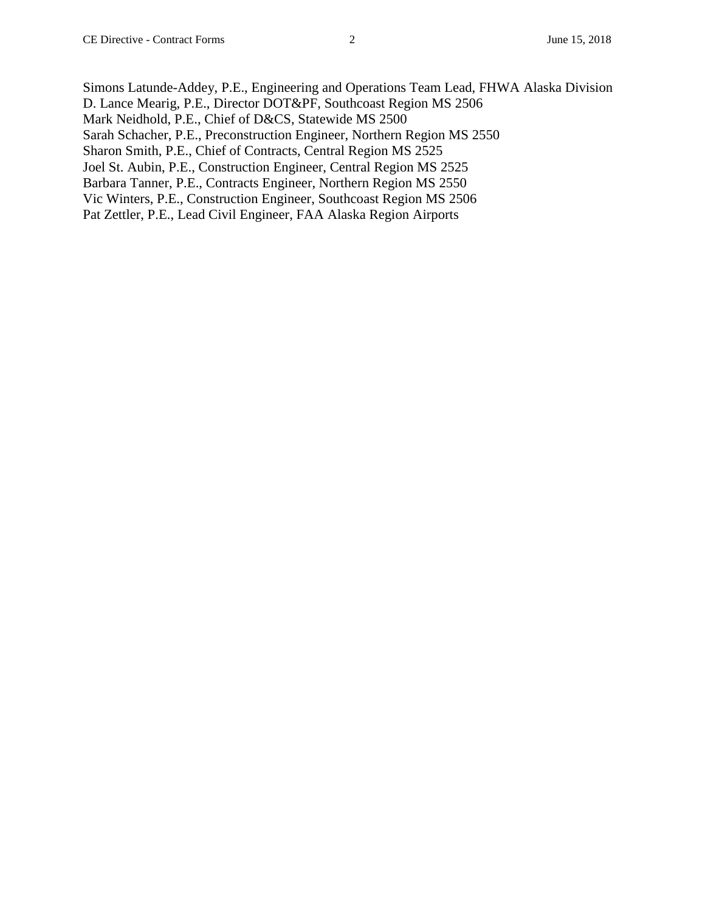Simons Latunde-Addey, P.E., Engineering and Operations Team Lead, FHWA Alaska Division
D. Lance Mearig, P.E., Director DOT&PF, Southcoast Region MS 2506
Mark Neidhold, P.E., Chief of D&CS, Statewide MS 2500
Sarah Schacher, P.E., Preconstruction Engineer, Northern Region MS 2550
Sharon Smith, P.E., Chief of Contracts, Central Region MS 2525
Joel St. Aubin, P.E., Construction Engineer, Central Region MS 2525
Barbara Tanner, P.E., Contracts Engineer, Northern Region MS 2550
Vic Winters, P.E., Construction Engineer, Southcoast Region MS 2506
Pat Zettler, P.E., Lead Civil Engineer, FAA Alaska Region Airports